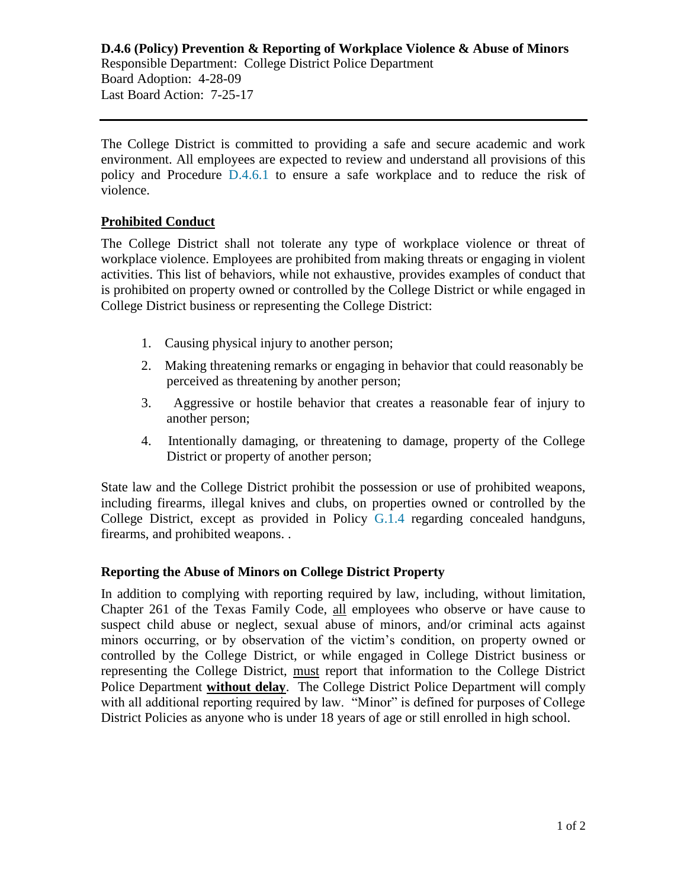**D.4.6 (Policy) Prevention & Reporting of Workplace Violence & Abuse of Minors**
Responsible Department: College District Police Department
Board Adoption: 4-28-09
Last Board Action: 7-25-17

---

The College District is committed to providing a safe and secure academic and work environment. All employees are expected to review and understand all provisions of this policy and Procedure D.4.6.1 to ensure a safe workplace and to reduce the risk of violence.

## Prohibited Conduct

The College District shall not tolerate any type of workplace violence or threat of workplace violence. Employees are prohibited from making threats or engaging in violent activities. This list of behaviors, while not exhaustive, provides examples of conduct that is prohibited on property owned or controlled by the College District or while engaged in College District business or representing the College District:

1. Causing physical injury to another person;
2. Making threatening remarks or engaging in behavior that could reasonably be perceived as threatening by another person;
3. Aggressive or hostile behavior that creates a reasonable fear of injury to another person;
4. Intentionally damaging, or threatening to damage, property of the College District or property of another person;

State law and the College District prohibit the possession or use of prohibited weapons, including firearms, illegal knives and clubs, on properties owned or controlled by the College District, except as provided in Policy G.1.4 regarding concealed handguns, firearms, and prohibited weapons. .

## Reporting the Abuse of Minors on College District Property

In addition to complying with reporting required by law, including, without limitation, Chapter 261 of the Texas Family Code, all employees who observe or have cause to suspect child abuse or neglect, sexual abuse of minors, and/or criminal acts against minors occurring, or by observation of the victim's condition, on property owned or controlled by the College District, or while engaged in College District business or representing the College District, must report that information to the College District Police Department **without delay**. The College District Police Department will comply with all additional reporting required by law. "Minor" is defined for purposes of College District Policies as anyone who is under 18 years of age or still enrolled in high school.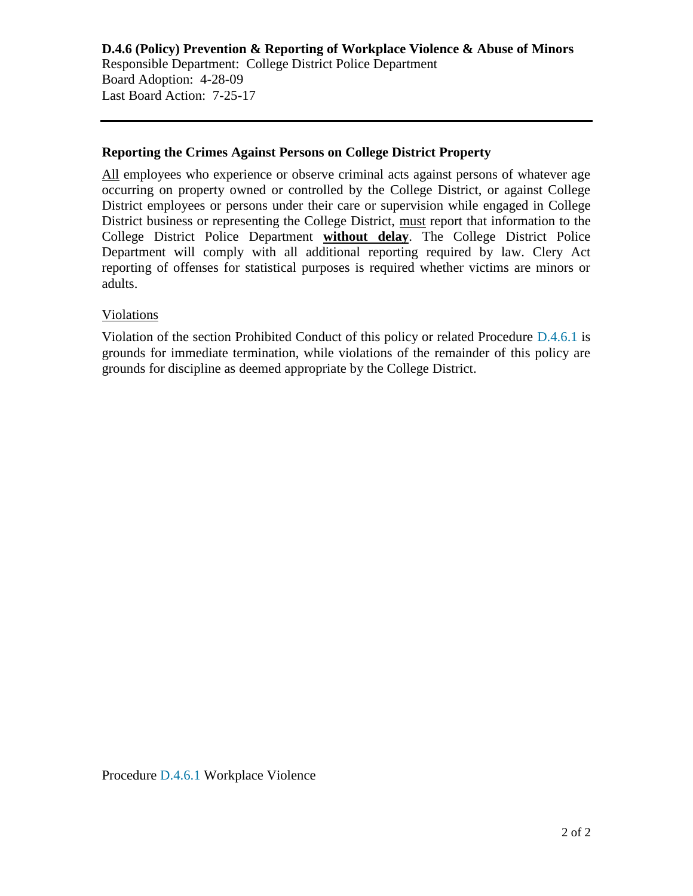**D.4.6 (Policy) Prevention & Reporting of Workplace Violence & Abuse of Minors**
Responsible Department: College District Police Department
Board Adoption: 4-28-09
Last Board Action: 7-25-17

---

### Reporting the Crimes Against Persons on College District Property

All employees who experience or observe criminal acts against persons of whatever age occurring on property owned or controlled by the College District, or against College District employees or persons under their care or supervision while engaged in College District business or representing the College District, must report that information to the College District Police Department **without delay**. The College District Police Department will comply with all additional reporting required by law. Clery Act reporting of offenses for statistical purposes is required whether victims are minors or adults.

Violations

Violation of the section Prohibited Conduct of this policy or related Procedure D.4.6.1 is grounds for immediate termination, while violations of the remainder of this policy are grounds for discipline as deemed appropriate by the College District.

Procedure D.4.6.1 Workplace Violence